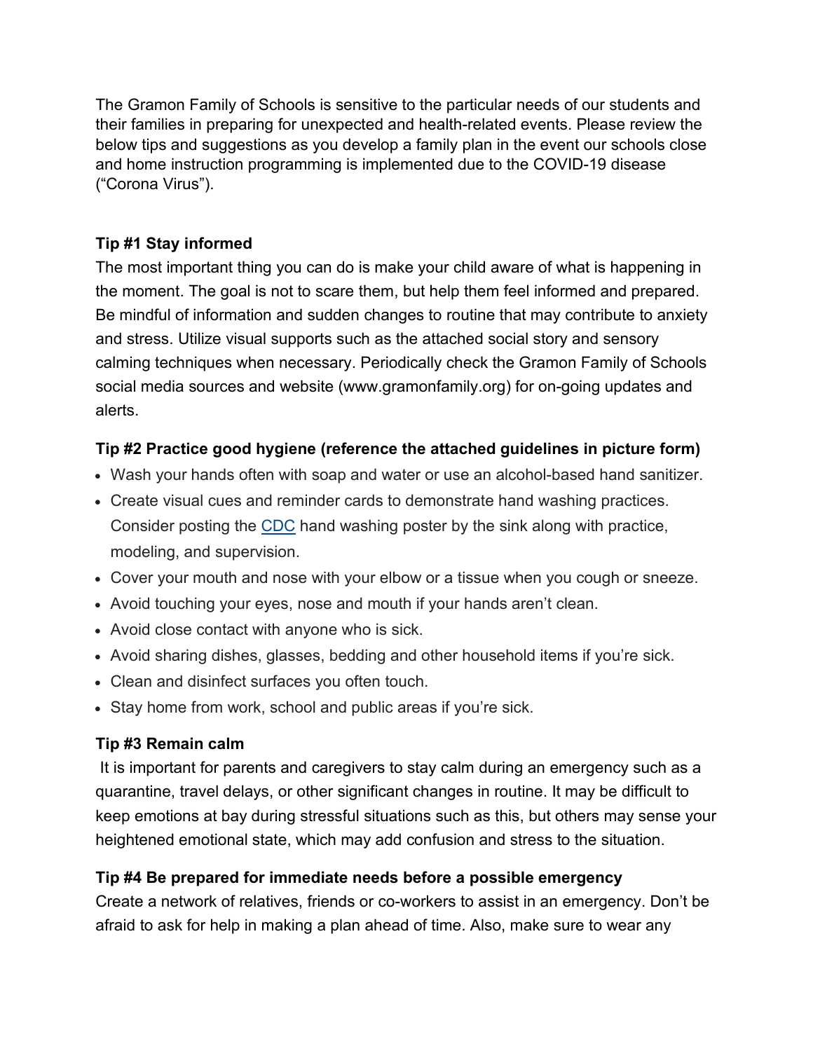The Gramon Family of Schools is sensitive to the particular needs of our students and their families in preparing for unexpected and health-related events. Please review the below tips and suggestions as you develop a family plan in the event our schools close and home instruction programming is implemented due to the COVID-19 disease ("Corona Virus").

**Tip #1 Stay informed**

The most important thing you can do is make your child aware of what is happening in the moment. The goal is not to scare them, but help them feel informed and prepared. Be mindful of information and sudden changes to routine that may contribute to anxiety and stress. Utilize visual supports such as the attached social story and sensory calming techniques when necessary. Periodically check the Gramon Family of Schools social media sources and website (www.gramonfamily.org) for on-going updates and alerts.

**Tip #2 Practice good hygiene (reference the attached guidelines in picture form)**

- Wash your hands often with soap and water or use an alcohol-based hand sanitizer.
- Create visual cues and reminder cards to demonstrate hand washing practices. Consider posting the CDC hand washing poster by the sink along with practice, modeling, and supervision.
- Cover your mouth and nose with your elbow or a tissue when you cough or sneeze.
- Avoid touching your eyes, nose and mouth if your hands aren't clean.
- Avoid close contact with anyone who is sick.
- Avoid sharing dishes, glasses, bedding and other household items if you're sick.
- Clean and disinfect surfaces you often touch.
- Stay home from work, school and public areas if you're sick.

**Tip #3 Remain calm**

It is important for parents and caregivers to stay calm during an emergency such as a quarantine, travel delays, or other significant changes in routine. It may be difficult to keep emotions at bay during stressful situations such as this, but others may sense your heightened emotional state, which may add confusion and stress to the situation.

**Tip #4 Be prepared for immediate needs before a possible emergency**

Create a network of relatives, friends or co-workers to assist in an emergency. Don't be afraid to ask for help in making a plan ahead of time. Also, make sure to wear any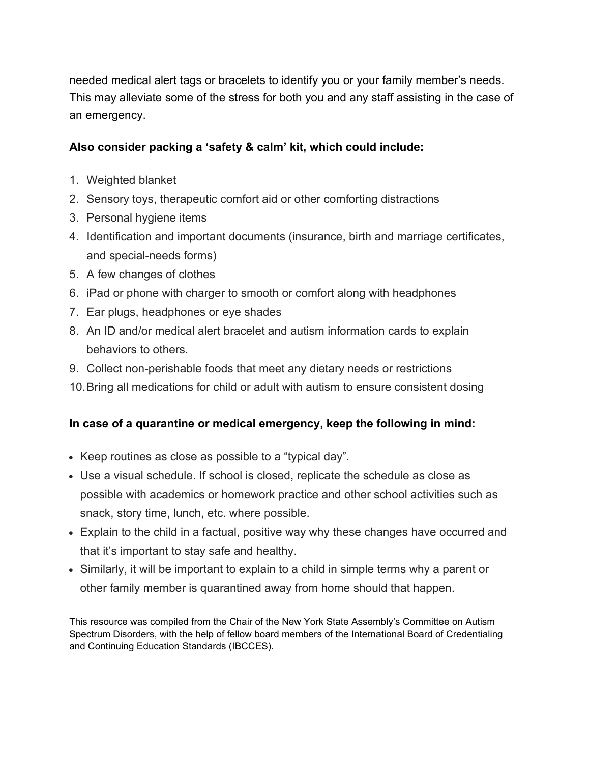needed medical alert tags or bracelets to identify you or your family member's needs. This may alleviate some of the stress for both you and any staff assisting in the case of an emergency.

**Also consider packing a 'safety & calm' kit, which could include:**

1. Weighted blanket
2. Sensory toys, therapeutic comfort aid or other comforting distractions
3. Personal hygiene items
4. Identification and important documents (insurance, birth and marriage certificates, and special-needs forms)
5. A few changes of clothes
6. iPad or phone with charger to smooth or comfort along with headphones
7. Ear plugs, headphones or eye shades
8. An ID and/or medical alert bracelet and autism information cards to explain behaviors to others.
9. Collect non-perishable foods that meet any dietary needs or restrictions
10. Bring all medications for child or adult with autism to ensure consistent dosing

**In case of a quarantine or medical emergency, keep the following in mind:**

- Keep routines as close as possible to a "typical day".
- Use a visual schedule. If school is closed, replicate the schedule as close as possible with academics or homework practice and other school activities such as snack, story time, lunch, etc. where possible.
- Explain to the child in a factual, positive way why these changes have occurred and that it's important to stay safe and healthy.
- Similarly, it will be important to explain to a child in simple terms why a parent or other family member is quarantined away from home should that happen.

This resource was compiled from the Chair of the New York State Assembly's Committee on Autism Spectrum Disorders, with the help of fellow board members of the International Board of Credentialing and Continuing Education Standards (IBCCES).